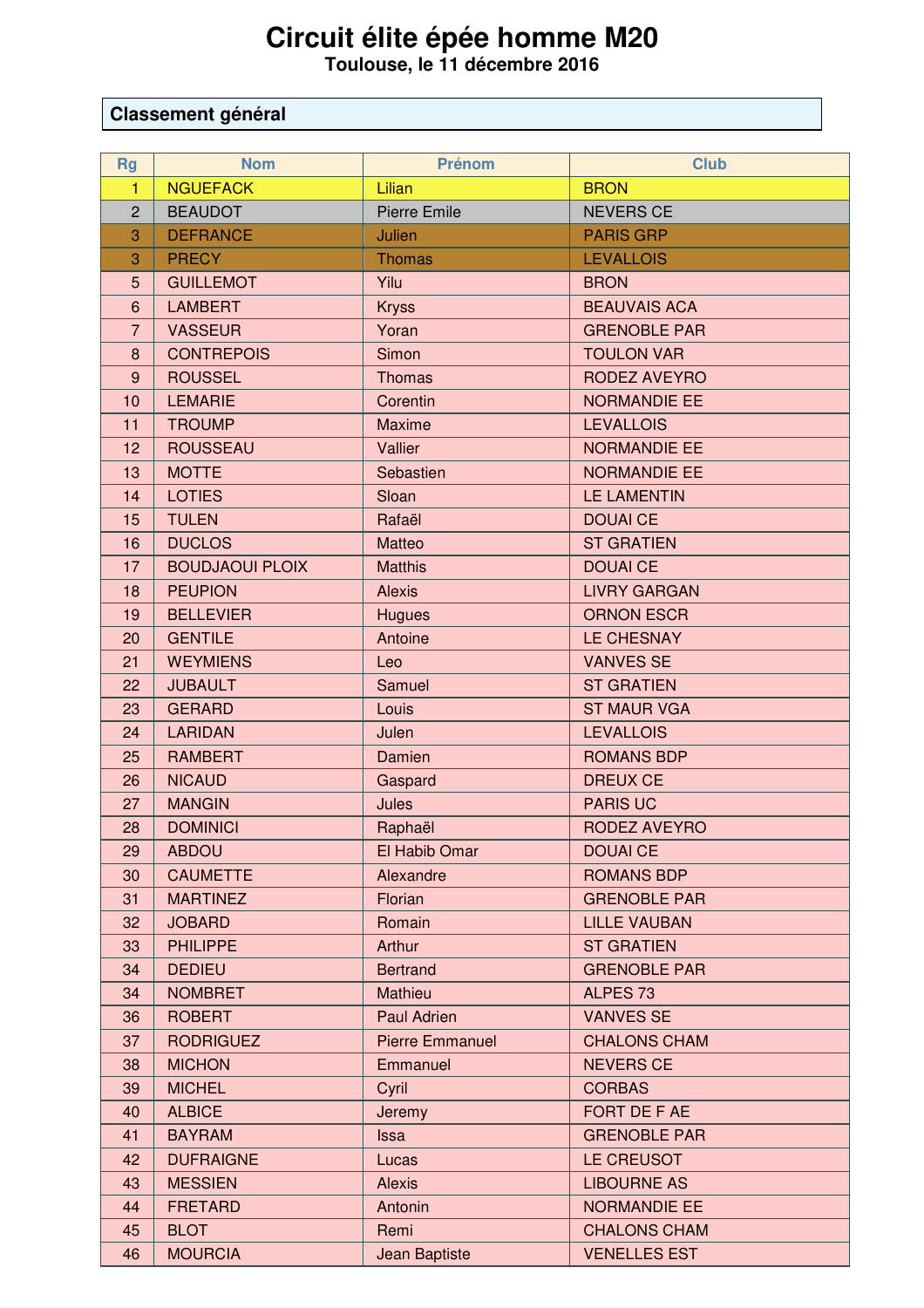# Circuit élite épée homme M20

**Toulouse, le 11 décembre 2016**

## Classement général

| Rg | Nom | Prénom | Club |
|---|---|---|---|
| 1 | NGUEFACK | Lilian | BRON |
| 2 | BEAUDOT | Pierre Emile | NEVERS CE |
| 3 | DEFRANCE | Julien | PARIS GRP |
| 3 | PRECY | Thomas | LEVALLOIS |
| 5 | GUILLEMOT | Yilu | BRON |
| 6 | LAMBERT | Kryss | BEAUVAIS ACA |
| 7 | VASSEUR | Yoran | GRENOBLE PAR |
| 8 | CONTREPOIS | Simon | TOULON VAR |
| 9 | ROUSSEL | Thomas | RODEZ AVEYRO |
| 10 | LEMARIE | Corentin | NORMANDIE EE |
| 11 | TROUMP | Maxime | LEVALLOIS |
| 12 | ROUSSEAU | Vallier | NORMANDIE EE |
| 13 | MOTTE | Sebastien | NORMANDIE EE |
| 14 | LOTIES | Sloan | LE LAMENTIN |
| 15 | TULEN | Rafaël | DOUAI CE |
| 16 | DUCLOS | Matteo | ST GRATIEN |
| 17 | BOUDJAOUI PLOIX | Matthis | DOUAI CE |
| 18 | PEUPION | Alexis | LIVRY GARGAN |
| 19 | BELLEVIER | Hugues | ORNON ESCR |
| 20 | GENTILE | Antoine | LE CHESNAY |
| 21 | WEYMIENS | Leo | VANVES SE |
| 22 | JUBAULT | Samuel | ST GRATIEN |
| 23 | GERARD | Louis | ST MAUR VGA |
| 24 | LARIDAN | Julen | LEVALLOIS |
| 25 | RAMBERT | Damien | ROMANS BDP |
| 26 | NICAUD | Gaspard | DREUX CE |
| 27 | MANGIN | Jules | PARIS UC |
| 28 | DOMINICI | Raphaël | RODEZ AVEYRO |
| 29 | ABDOU | El Habib Omar | DOUAI CE |
| 30 | CAUMETTE | Alexandre | ROMANS BDP |
| 31 | MARTINEZ | Florian | GRENOBLE PAR |
| 32 | JOBARD | Romain | LILLE VAUBAN |
| 33 | PHILIPPE | Arthur | ST GRATIEN |
| 34 | DEDIEU | Bertrand | GRENOBLE PAR |
| 34 | NOMBRET | Mathieu | ALPES 73 |
| 36 | ROBERT | Paul Adrien | VANVES SE |
| 37 | RODRIGUEZ | Pierre Emmanuel | CHALONS CHAM |
| 38 | MICHON | Emmanuel | NEVERS CE |
| 39 | MICHEL | Cyril | CORBAS |
| 40 | ALBICE | Jeremy | FORT DE F AE |
| 41 | BAYRAM | Issa | GRENOBLE PAR |
| 42 | DUFRAIGNE | Lucas | LE CREUSOT |
| 43 | MESSIEN | Alexis | LIBOURNE AS |
| 44 | FRETARD | Antonin | NORMANDIE EE |
| 45 | BLOT | Remi | CHALONS CHAM |
| 46 | MOURCIA | Jean Baptiste | VENELLES EST |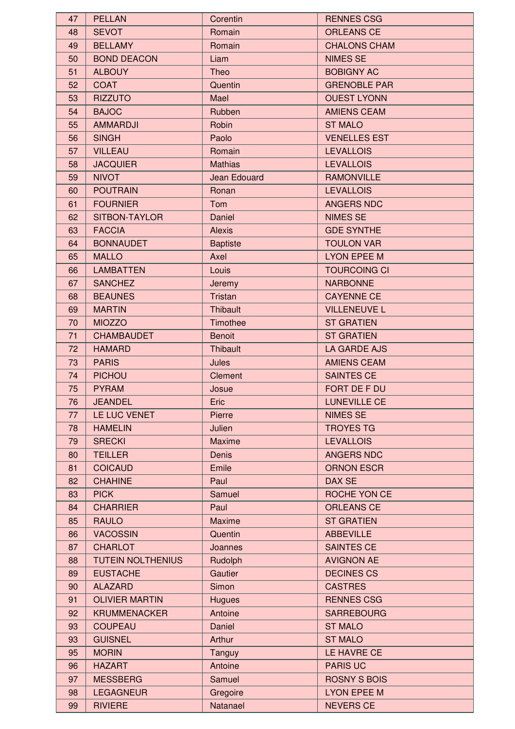| 47 | PELLAN | Corentin | RENNES CSG |
|---|---|---|---|
| 48 | SEVOT | Romain | ORLEANS CE |
| 49 | BELLAMY | Romain | CHALONS CHAM |
| 50 | BOND DEACON | Liam | NIMES SE |
| 51 | ALBOUY | Theo | BOBIGNY AC |
| 52 | COAT | Quentin | GRENOBLE PAR |
| 53 | RIZZUTO | Mael | OUEST LYONN |
| 54 | BAJOC | Rubben | AMIENS CEAM |
| 55 | AMMARDJI | Robin | ST MALO |
| 56 | SINGH | Paolo | VENELLES EST |
| 57 | VILLEAU | Romain | LEVALLOIS |
| 58 | JACQUIER | Mathias | LEVALLOIS |
| 59 | NIVOT | Jean Edouard | RAMONVILLE |
| 60 | POUTRAIN | Ronan | LEVALLOIS |
| 61 | FOURNIER | Tom | ANGERS NDC |
| 62 | SITBON-TAYLOR | Daniel | NIMES SE |
| 63 | FACCIA | Alexis | GDE SYNTHE |
| 64 | BONNAUDET | Baptiste | TOULON VAR |
| 65 | MALLO | Axel | LYON EPEE M |
| 66 | LAMBATTEN | Louis | TOURCOING CI |
| 67 | SANCHEZ | Jeremy | NARBONNE |
| 68 | BEAUNES | Tristan | CAYENNE CE |
| 69 | MARTIN | Thibault | VILLENEUVE L |
| 70 | MIOZZO | Timothee | ST GRATIEN |
| 71 | CHAMBAUDET | Benoit | ST GRATIEN |
| 72 | HAMARD | Thibault | LA GARDE AJS |
| 73 | PARIS | Jules | AMIENS CEAM |
| 74 | PICHOU | Clement | SAINTES CE |
| 75 | PYRAM | Josue | FORT DE F DU |
| 76 | JEANDEL | Eric | LUNEVILLE CE |
| 77 | LE LUC VENET | Pierre | NIMES SE |
| 78 | HAMELIN | Julien | TROYES TG |
| 79 | SRECKI | Maxime | LEVALLOIS |
| 80 | TEILLER | Denis | ANGERS NDC |
| 81 | COICAUD | Emile | ORNON ESCR |
| 82 | CHAHINE | Paul | DAX SE |
| 83 | PICK | Samuel | ROCHE YON CE |
| 84 | CHARRIER | Paul | ORLEANS CE |
| 85 | RAULO | Maxime | ST GRATIEN |
| 86 | VACOSSIN | Quentin | ABBEVILLE |
| 87 | CHARLOT | Joannes | SAINTES CE |
| 88 | TUTEIN NOLTHENIUS | Rudolph | AVIGNON AE |
| 89 | EUSTACHE | Gautier | DECINES CS |
| 90 | ALAZARD | Simon | CASTRES |
| 91 | OLIVIER MARTIN | Hugues | RENNES CSG |
| 92 | KRUMMENACKER | Antoine | SARREBOURG |
| 93 | COUPEAU | Daniel | ST MALO |
| 93 | GUISNEL | Arthur | ST MALO |
| 95 | MORIN | Tanguy | LE HAVRE CE |
| 96 | HAZART | Antoine | PARIS UC |
| 97 | MESSBERG | Samuel | ROSNY S BOIS |
| 98 | LEGAGNEUR | Gregoire | LYON EPEE M |
| 99 | RIVIERE | Natanael | NEVERS CE |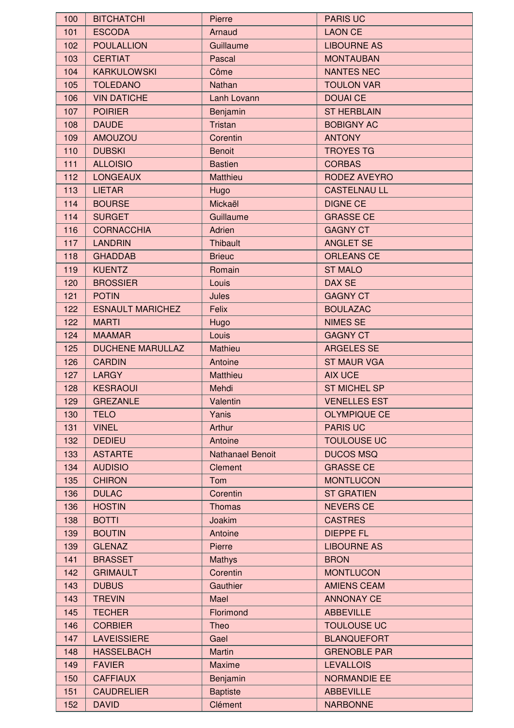| 100 | BITCHATCHI | Pierre | PARIS UC |
|---|---|---|---|
| 101 | ESCODA | Arnaud | LAON CE |
| 102 | POULALLION | Guillaume | LIBOURNE AS |
| 103 | CERTIAT | Pascal | MONTAUBAN |
| 104 | KARKULOWSKI | Côme | NANTES NEC |
| 105 | TOLEDANO | Nathan | TOULON VAR |
| 106 | VIN DATICHE | Lanh Lovann | DOUAI CE |
| 107 | POIRIER | Benjamin | ST HERBLAIN |
| 108 | DAUDE | Tristan | BOBIGNY AC |
| 109 | AMOUZOU | Corentin | ANTONY |
| 110 | DUBSKI | Benoit | TROYES TG |
| 111 | ALLOISIO | Bastien | CORBAS |
| 112 | LONGEAUX | Matthieu | RODEZ AVEYRO |
| 113 | LIETAR | Hugo | CASTELNAU LL |
| 114 | BOURSE | Mickaël | DIGNE CE |
| 114 | SURGET | Guillaume | GRASSE CE |
| 116 | CORNACCHIA | Adrien | GAGNY CT |
| 117 | LANDRIN | Thibault | ANGLET SE |
| 118 | GHADDAB | Brieuc | ORLEANS CE |
| 119 | KUENTZ | Romain | ST MALO |
| 120 | BROSSIER | Louis | DAX SE |
| 121 | POTIN | Jules | GAGNY CT |
| 122 | ESNAULT MARICHEZ | Felix | BOULAZAC |
| 122 | MARTI | Hugo | NIMES SE |
| 124 | MAAMAR | Louis | GAGNY CT |
| 125 | DUCHENE MARULLAZ | Mathieu | ARGELES SE |
| 126 | CARDIN | Antoine | ST MAUR VGA |
| 127 | LARGY | Matthieu | AIX UCE |
| 128 | KESRAOUI | Mehdi | ST MICHEL SP |
| 129 | GREZANLE | Valentin | VENELLES EST |
| 130 | TELO | Yanis | OLYMPIQUE CE |
| 131 | VINEL | Arthur | PARIS UC |
| 132 | DEDIEU | Antoine | TOULOUSE UC |
| 133 | ASTARTE | Nathanael Benoit | DUCOS MSQ |
| 134 | AUDISIO | Clement | GRASSE CE |
| 135 | CHIRON | Tom | MONTLUCON |
| 136 | DULAC | Corentin | ST GRATIEN |
| 136 | HOSTIN | Thomas | NEVERS CE |
| 138 | BOTTI | Joakim | CASTRES |
| 139 | BOUTIN | Antoine | DIEPPE FL |
| 139 | GLENAZ | Pierre | LIBOURNE AS |
| 141 | BRASSET | Mathys | BRON |
| 142 | GRIMAULT | Corentin | MONTLUCON |
| 143 | DUBUS | Gauthier | AMIENS CEAM |
| 143 | TREVIN | Mael | ANNONAY CE |
| 145 | TECHER | Florimond | ABBEVILLE |
| 146 | CORBIER | Theo | TOULOUSE UC |
| 147 | LAVEISSIERE | Gael | BLANQUEFORT |
| 148 | HASSELBACH | Martin | GRENOBLE PAR |
| 149 | FAVIER | Maxime | LEVALLOIS |
| 150 | CAFFIAUX | Benjamin | NORMANDIE EE |
| 151 | CAUDRELIER | Baptiste | ABBEVILLE |
| 152 | DAVID | Clément | NARBONNE |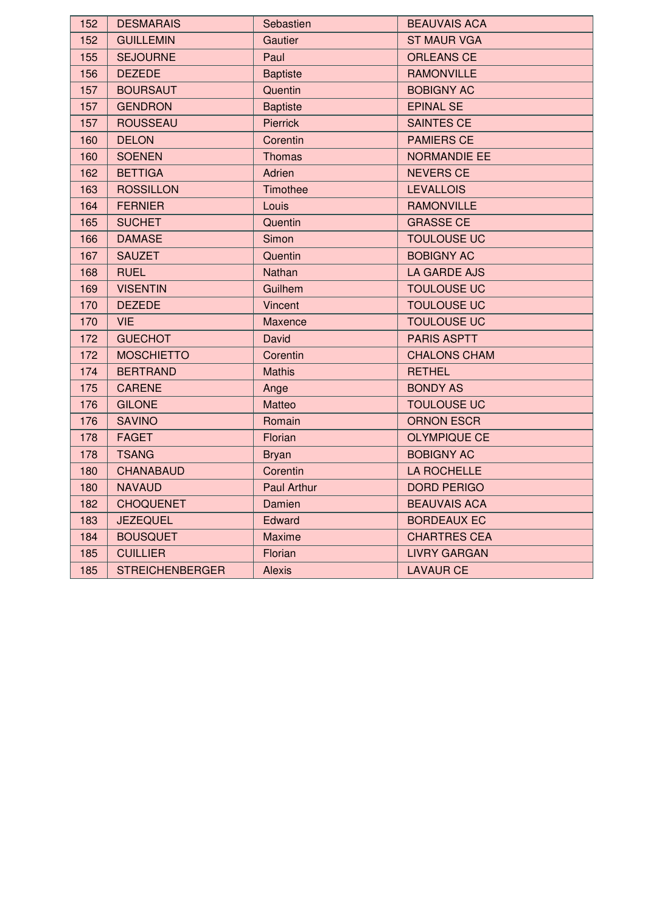| | | | |
|---|---|---|---|
| 152 | DESMARAIS | Sebastien | BEAUVAIS ACA |
| 152 | GUILLEMIN | Gautier | ST MAUR VGA |
| 155 | SEJOURNE | Paul | ORLEANS CE |
| 156 | DEZEDE | Baptiste | RAMONVILLE |
| 157 | BOURSAUT | Quentin | BOBIGNY AC |
| 157 | GENDRON | Baptiste | EPINAL SE |
| 157 | ROUSSEAU | Pierrick | SAINTES CE |
| 160 | DELON | Corentin | PAMIERS CE |
| 160 | SOENEN | Thomas | NORMANDIE EE |
| 162 | BETTIGA | Adrien | NEVERS CE |
| 163 | ROSSILLON | Timothee | LEVALLOIS |
| 164 | FERNIER | Louis | RAMONVILLE |
| 165 | SUCHET | Quentin | GRASSE CE |
| 166 | DAMASE | Simon | TOULOUSE UC |
| 167 | SAUZET | Quentin | BOBIGNY AC |
| 168 | RUEL | Nathan | LA GARDE AJS |
| 169 | VISENTIN | Guilhem | TOULOUSE UC |
| 170 | DEZEDE | Vincent | TOULOUSE UC |
| 170 | VIE | Maxence | TOULOUSE UC |
| 172 | GUECHOT | David | PARIS ASPTT |
| 172 | MOSCHIETTO | Corentin | CHALONS CHAM |
| 174 | BERTRAND | Mathis | RETHEL |
| 175 | CARENE | Ange | BONDY AS |
| 176 | GILONE | Matteo | TOULOUSE UC |
| 176 | SAVINO | Romain | ORNON ESCR |
| 178 | FAGET | Florian | OLYMPIQUE CE |
| 178 | TSANG | Bryan | BOBIGNY AC |
| 180 | CHANABAUD | Corentin | LA ROCHELLE |
| 180 | NAVAUD | Paul Arthur | DORD PERIGO |
| 182 | CHOQUENET | Damien | BEAUVAIS ACA |
| 183 | JEZEQUEL | Edward | BORDEAUX EC |
| 184 | BOUSQUET | Maxime | CHARTRES CEA |
| 185 | CUILLIER | Florian | LIVRY GARGAN |
| 185 | STREICHENBERGER | Alexis | LAVAUR CE |